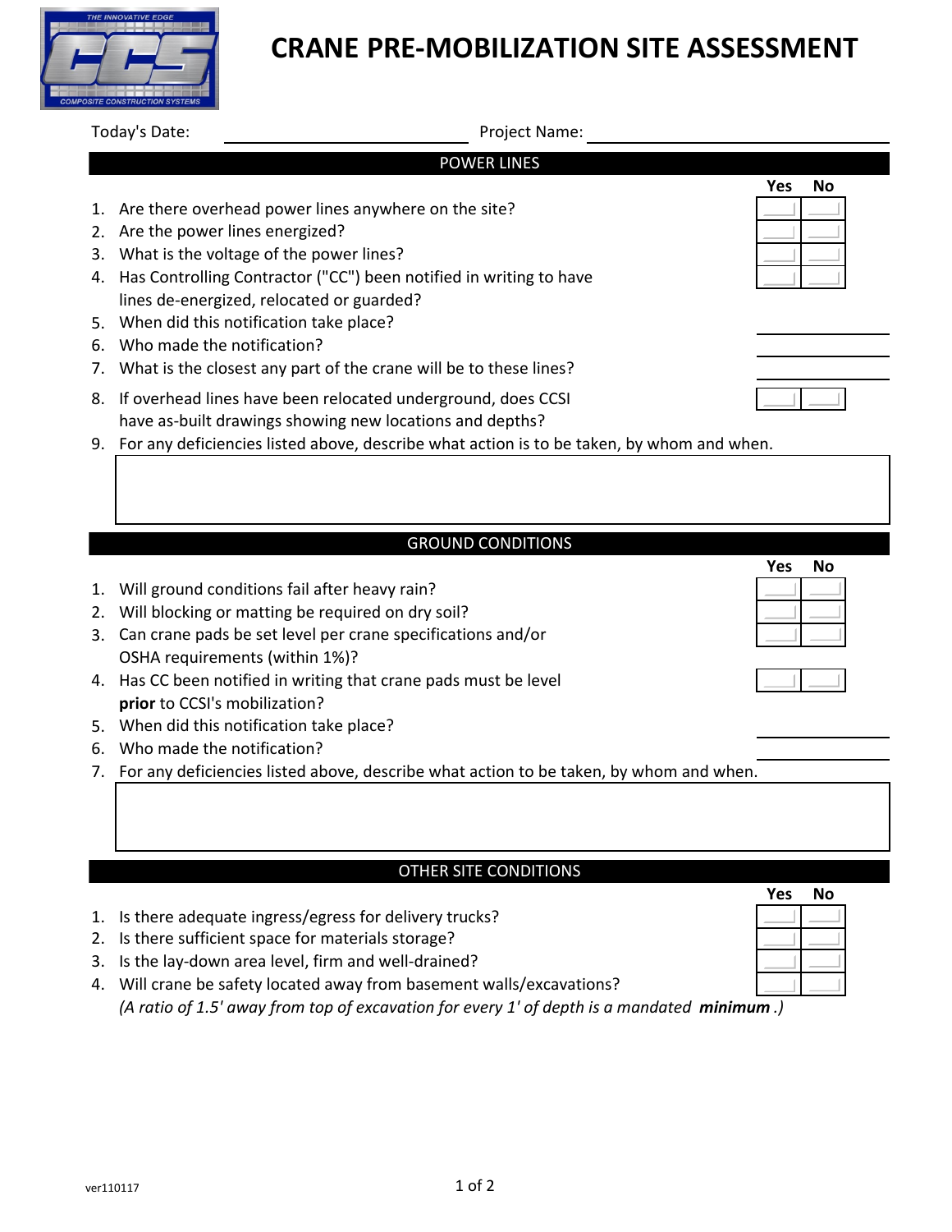# CRANE PRE-MOBILIZATION SITE ASSESSMENT

Today's Date: ____________________ Project Name: ____________________

## POWER LINES

| | Question | Yes | No |
|---|---|---|---|
| 1. | Are there overhead power lines anywhere on the site? | | |
| 2. | Are the power lines energized? | | |
| 3. | What is the voltage of the power lines? | | |
| 4. | Has Controlling Contractor ("CC") been notified in writing to have lines de-energized, relocated or guarded? | | |
| 5. | When did this notification take place? | | |
| 6. | Who made the notification? | ____________ | |
| 7. | What is the closest any part of the crane will be to these lines? | ____________ | |
| 8. | If overhead lines have been relocated underground, does CCSI have as-built drawings showing new locations and depths? | | |

9. For any deficiencies listed above, describe what action is to be taken, by whom and when.

&nbsp;

## GROUND CONDITIONS

| | Question | Yes | No |
|---|---|---|---|
| 1. | Will ground conditions fail after heavy rain? | | |
| 2. | Will blocking or matting be required on dry soil? | | |
| 3. | Can crane pads be set level per crane specifications and/or OSHA requirements (within 1%)? | | |
| 4. | Has CC been notified in writing that crane pads must be level **prior** to CCSI's mobilization? | | |
| 5. | When did this notification take place? | ____________ | |
| 6. | Who made the notification? | ____________ | |

7. For any deficiencies listed above, describe what action to be taken, by whom and when.

&nbsp;

## OTHER SITE CONDITIONS

| | Question | Yes | No |
|---|---|---|---|
| 1. | Is there adequate ingress/egress for delivery trucks? | | |
| 2. | Is there sufficient space for materials storage? | | |
| 3. | Is the lay-down area level, firm and well-drained? | | |
| 4. | Will crane be safety located away from basement walls/excavations? *(A ratio of 1.5' away from top of excavation for every 1' of depth is a mandated* ***minimum*** *.)* | | |

ver110117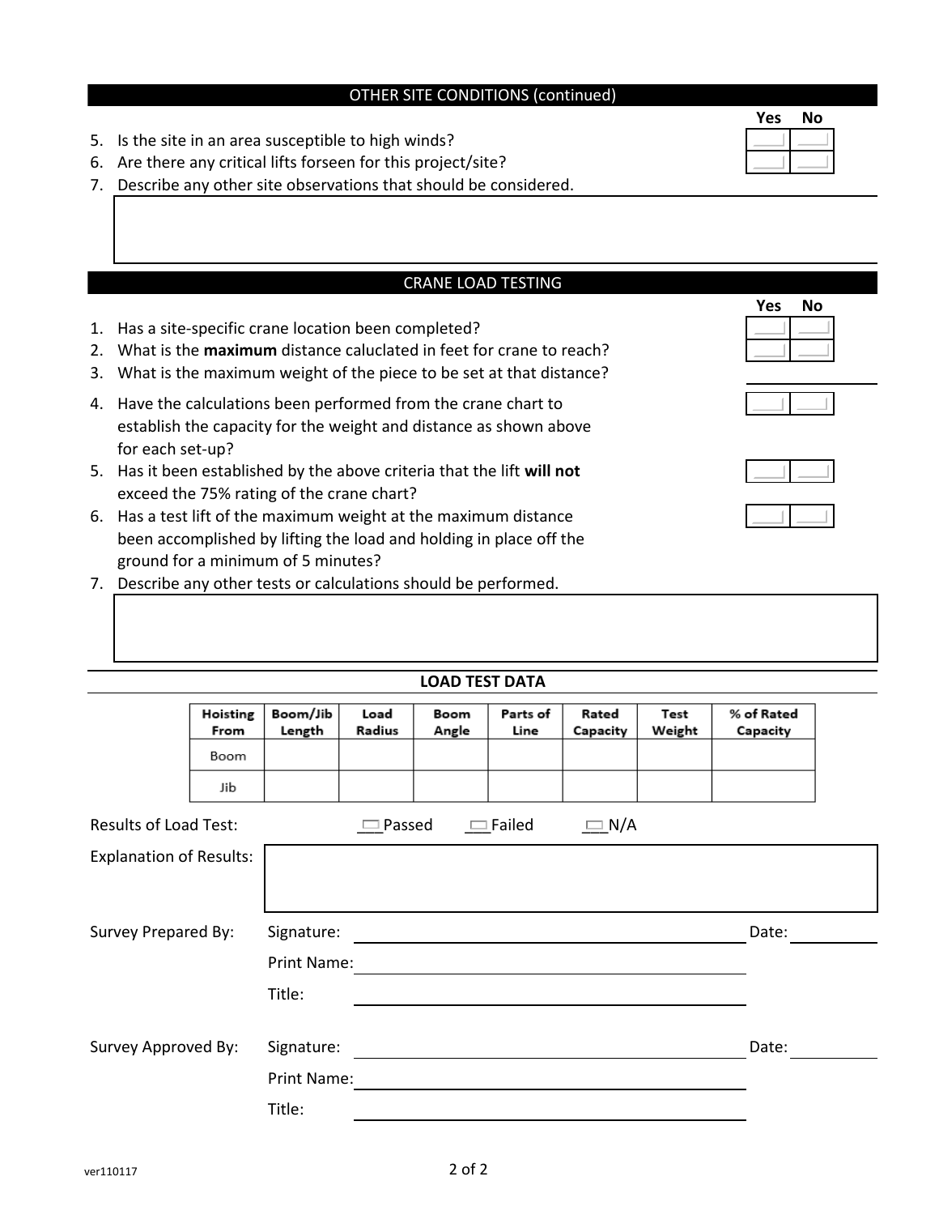## OTHER SITE CONDITIONS (continued)

| | Yes | No |
|---|---|---|
| 5. Is the site in an area susceptible to high winds? | | |
| 6. Are there any critical lifts forseen for this project/site? | | |

7. Describe any other site observations that should be considered.

## CRANE LOAD TESTING

| | Yes | No |
|---|---|---|
| 1. Has a site-specific crane location been completed? | | |
| 2. What is the **maximum** distance caluclated in feet for crane to reach? | | |
| 3. What is the maximum weight of the piece to be set at that distance? | | |
| 4. Have the calculations been performed from the crane chart to establish the capacity for the weight and distance as shown above for each set-up? | | |
| 5. Has it been established by the above criteria that the lift **will not** exceed the 75% rating of the crane chart? | | |
| 6. Has a test lift of the maximum weight at the maximum distance been accomplished by lifting the load and holding in place off the ground for a minimum of 5 minutes? | | |

7. Describe any other tests or calculations should be performed.

### LOAD TEST DATA

| Hoisting From | Boom/Jib Length | Load Radius | Boom Angle | Parts of Line | Rated Capacity | Test Weight | % of Rated Capacity |
|---|---|---|---|---|---|---|---|
| Boom | | | | | | | |
| Jib | | | | | | | |

Results of Load Test: ☐ Passed ☐ Failed ☐ N/A

Explanation of Results:

Survey Prepared By: Signature: ____________________ Date: __________

Print Name: ____________________

Title: ____________________

Survey Approved By: Signature: ____________________ Date: __________

Print Name: ____________________

Title: ____________________

ver110117